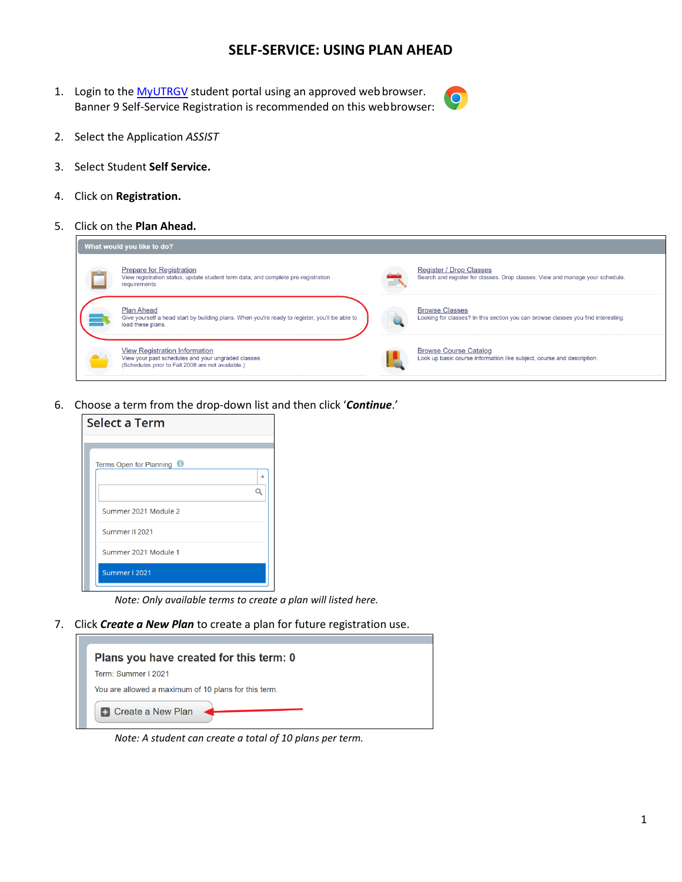# SELF-SERVICE: USING PLAN AHEAD

1. Login to the MyUTRGV student portal using an approved web browser. Banner 9 Self-Service Registration is recommended on this web browser:

2. Select the Application *ASSIST*

3. Select Student **Self Service.**

4. Click on **Registration.**

5. Click on the **Plan Ahead.**

6. Choose a term from the drop-down list and then click '***Continue***.'

   *Note: Only available terms to create a plan will listed here.*

7. Click ***Create a New Plan*** to create a plan for future registration use.

   *Note: A student can create a total of 10 plans per term.*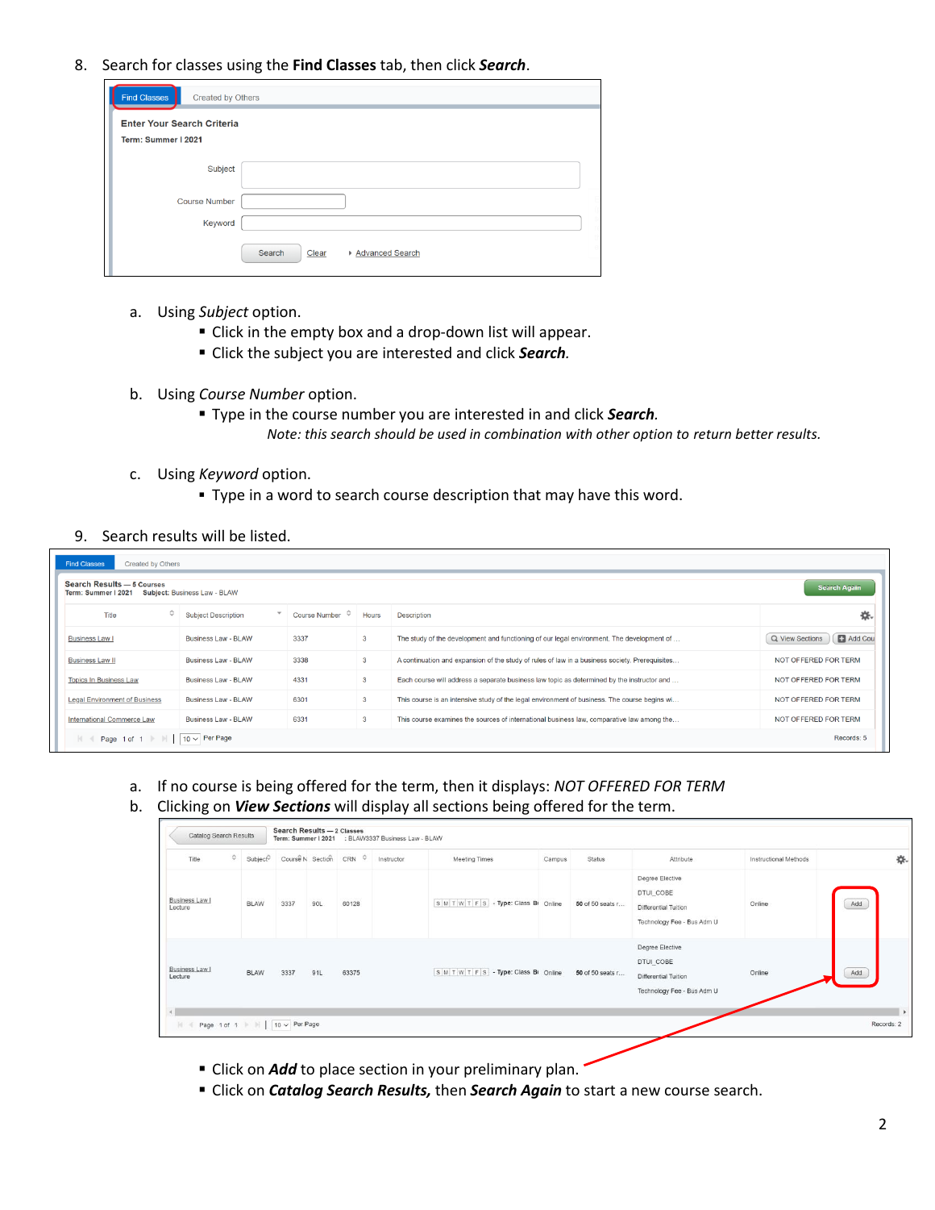8. Search for classes using the **Find Classes** tab, then click ***Search***.

   a. Using *Subject* option.
      - Click in the empty box and a drop-down list will appear.
      - Click the subject you are interested and click ***Search***.

   b. Using *Course Number* option.
      - Type in the course number you are interested in and click ***Search***.

        *Note: this search should be used in combination with other option to return better results.*

   c. Using *Keyword* option.
      - Type in a word to search course description that may have this word.

9. Search results will be listed.

   a. If no course is being offered for the term, then it displays: *NOT OFFERED FOR TERM*

   b. Clicking on ***View Sections*** will display all sections being offered for the term.
      - Click on ***Add*** to place section in your preliminary plan.
      - Click on ***Catalog Search Results,*** then ***Search Again*** to start a new course search.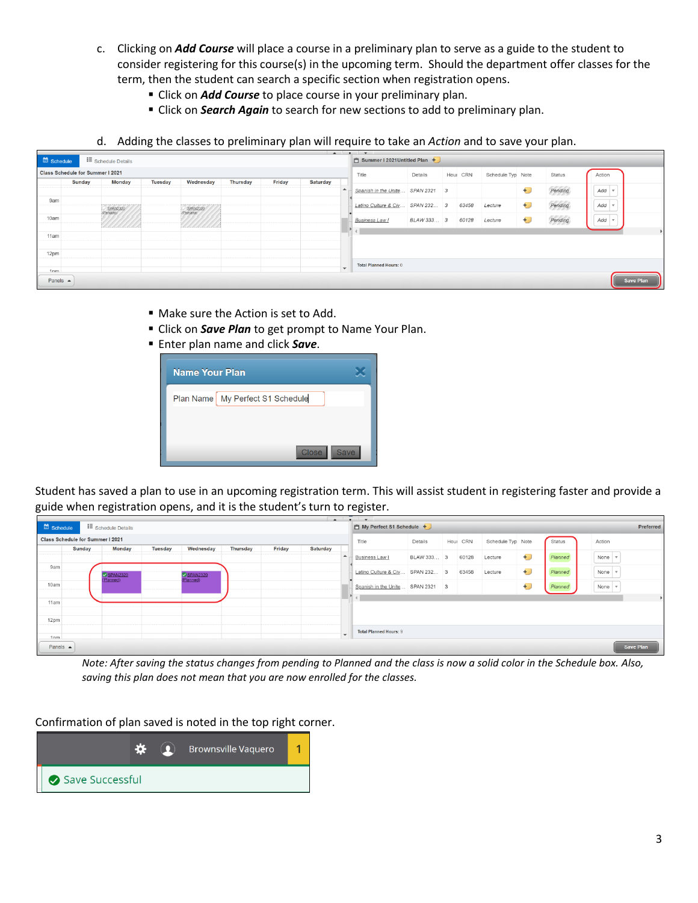c. Clicking on ***Add Course*** will place a course in a preliminary plan to serve as a guide to the student to consider registering for this course(s) in the upcoming term. Should the department offer classes for the term, then the student can search a specific section when registration opens.
   - Click on ***Add Course*** to place course in your preliminary plan.
   - Click on ***Search Again*** to search for new sections to add to preliminary plan.

d. Adding the classes to preliminary plan will require to take an *Action* and to save your plan.

   - Make sure the Action is set to Add.
   - Click on ***Save Plan*** to get prompt to Name Your Plan.
   - Enter plan name and click ***Save***.

Student has saved a plan to use in an upcoming registration term. This will assist student in registering faster and provide a guide when registration opens, and it is the student's turn to register.

*Note: After saving the status changes from pending to Planned and the class is now a solid color in the Schedule box. Also, saving this plan does not mean that you are now enrolled for the classes.*

Confirmation of plan saved is noted in the top right corner.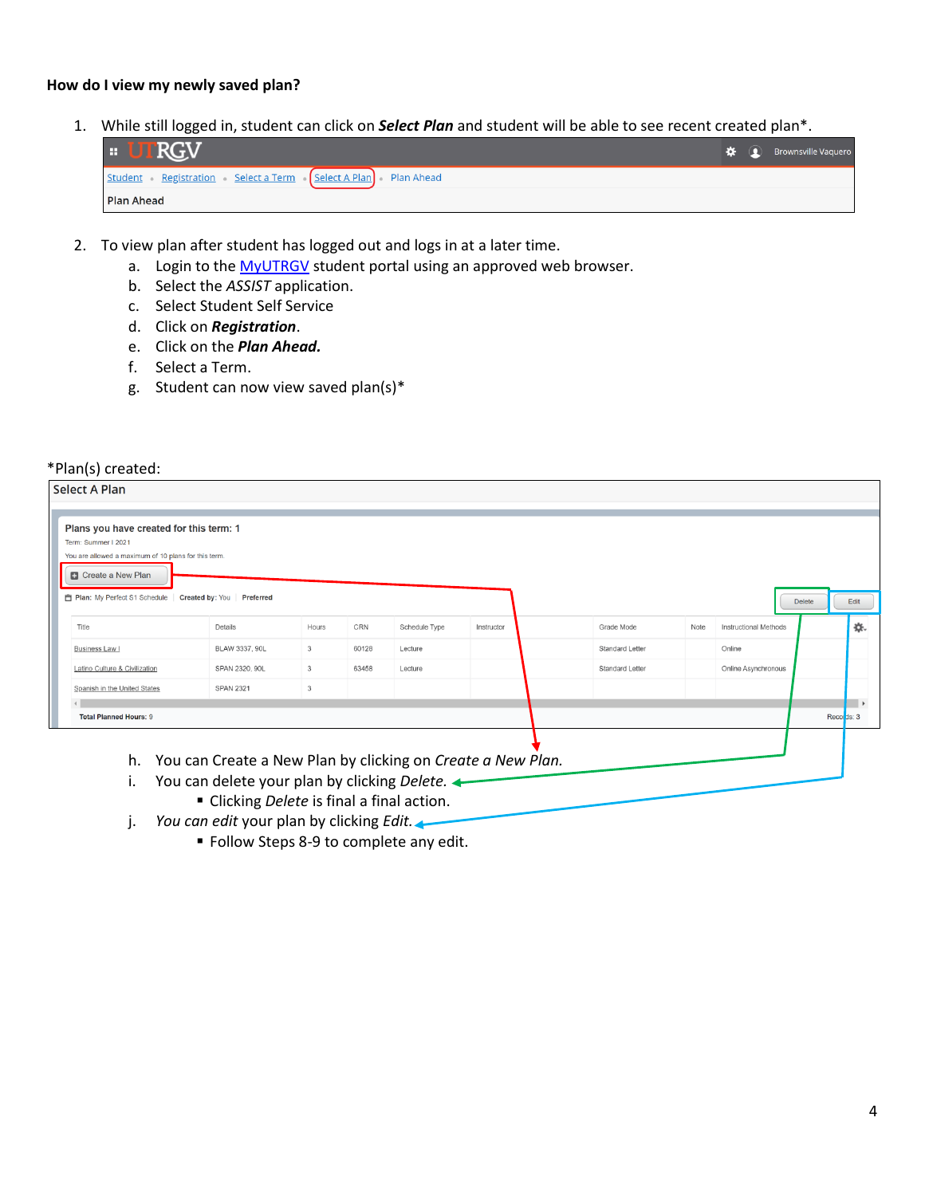**How do I view my newly saved plan?**

1. While still logged in, student can click on ***Select Plan*** and student will be able to see recent created plan*.

UTRGV | Brownsville Vaquero

Student • Registration • Select a Term • Select A Plan • Plan Ahead

Plan Ahead

2. To view plan after student has logged out and logs in at a later time.
   a. Login to the MyUTRGV student portal using an approved web browser.
   b. Select the *ASSIST* application.
   c. Select Student Self Service
   d. Click on ***Registration***.
   e. Click on the ***Plan Ahead.***
   f. Select a Term.
   g. Student can now view saved plan(s)*

*Plan(s) created:

Select A Plan

Plans you have created for this term: 1

Term: Summer I 2021

You are allowed a maximum of 10 plans for this term.

Create a New Plan

Plan: My Perfect S1 Schedule Created by: You Preferred

Delete Edit

| Title | Details | Hours | CRN | Schedule Type | Instructor | Grade Mode | Note | Instructional Methods |
|---|---|---|---|---|---|---|---|---|
| Business Law I | BLAW 3337, 90L | 3 | 60128 | Lecture | | Standard Letter | | Online |
| Latino Culture & Civilization | SPAN 2320, 90L | 3 | 63458 | Lecture | | Standard Letter | | Online Asynchronous |
| Spanish in the United States | SPAN 2321 | 3 | | | | | | |

Total Planned Hours: 9

Records: 3

   h. You can Create a New Plan by clicking on *Create a New Plan.*
   i. You can delete your plan by clicking *Delete.*
      - Clicking *Delete* is final a final action.
   j. *You can edit* your plan by clicking *Edit.*
      - Follow Steps 8-9 to complete any edit.